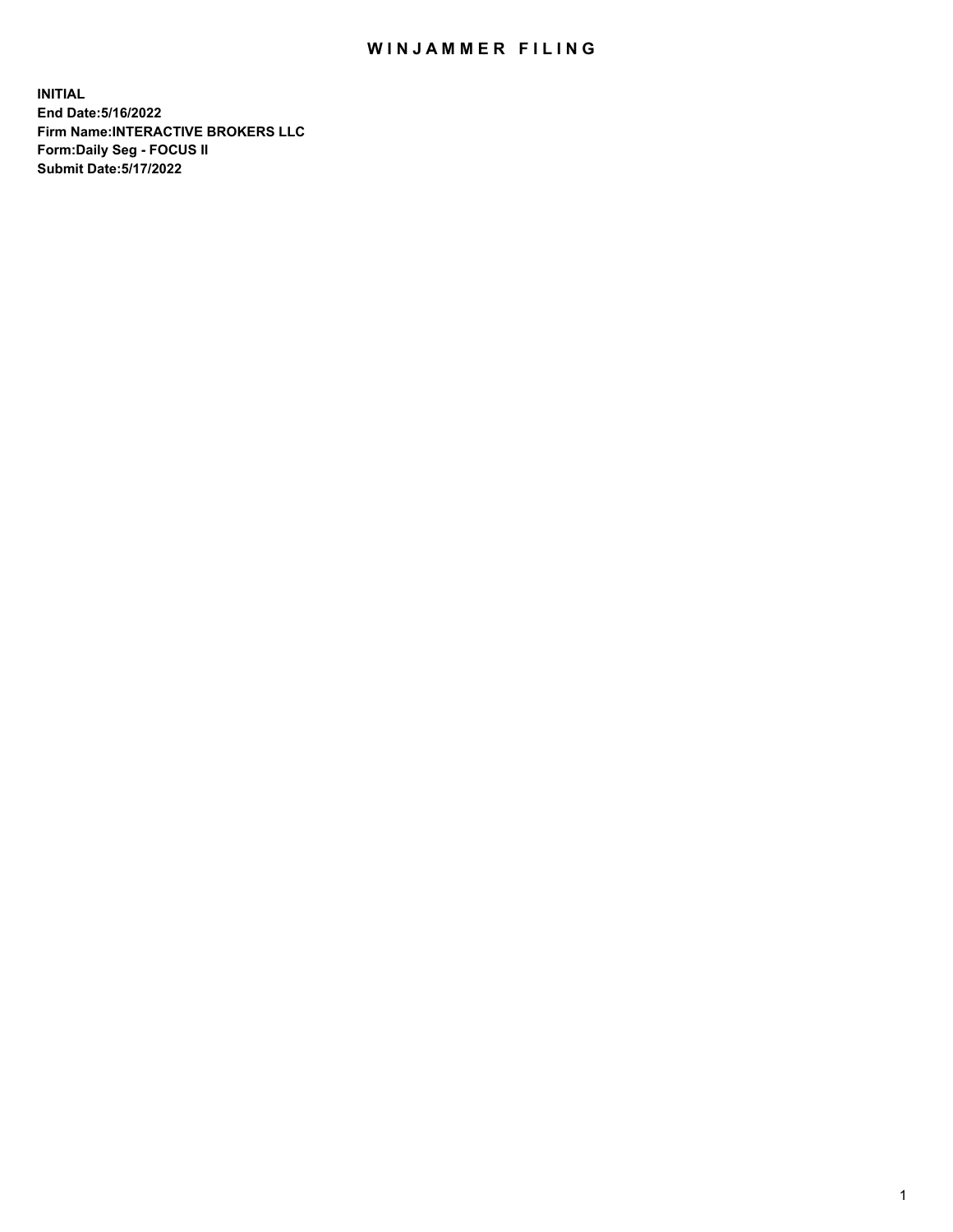# WINJAMMER FILING

**INITIAL**
**End Date:5/16/2022**
**Firm Name:INTERACTIVE BROKERS LLC**
**Form:Daily Seg - FOCUS II**
**Submit Date:5/17/2022**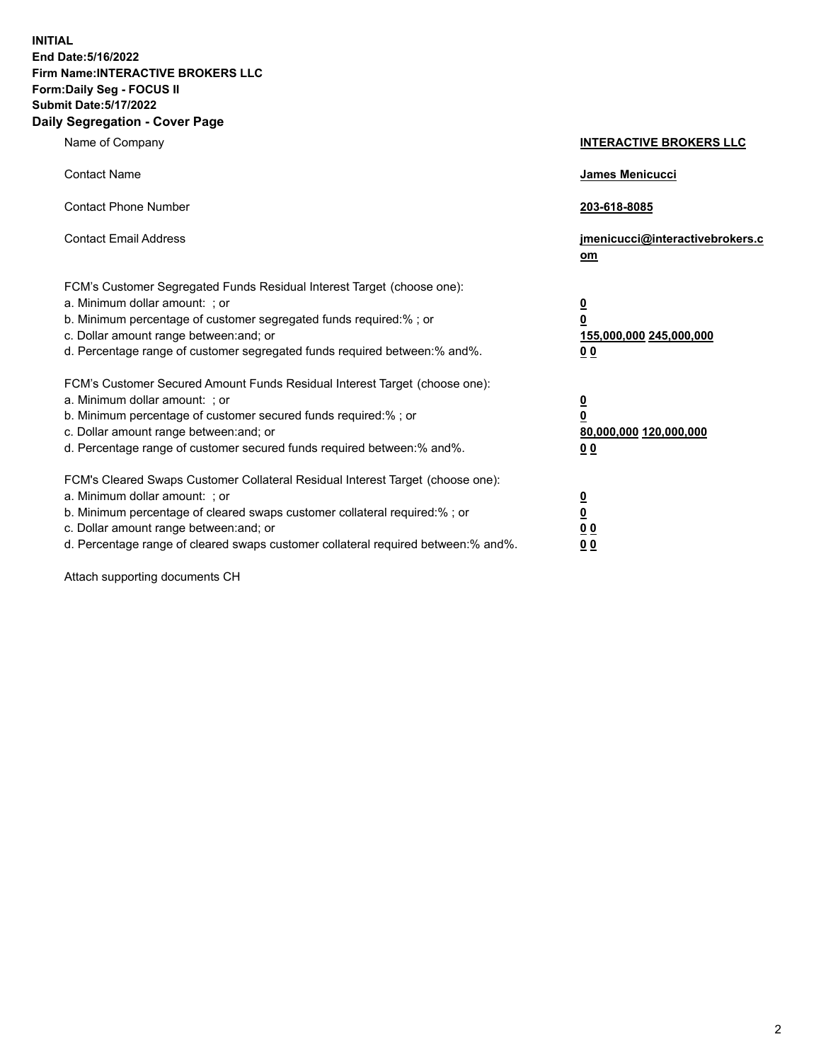**INITIAL**
**End Date:5/16/2022**
**Firm Name:INTERACTIVE BROKERS LLC**
**Form:Daily Seg - FOCUS II**
**Submit Date:5/17/2022**
**Daily Segregation - Cover Page**

| | |
|---|---|
| Name of Company | **INTERACTIVE BROKERS LLC** |
| Contact Name | **James Menicucci** |
| Contact Phone Number | **203-618-8085** |
| Contact Email Address | **jmenicucci@interactivebrokers.com** |
| FCM's Customer Segregated Funds Residual Interest Target (choose one): | |
| a. Minimum dollar amount: ; or | **0** |
| b. Minimum percentage of customer segregated funds required:% ; or | **0** |
| c. Dollar amount range between:and; or | **155,000,000** **245,000,000** |
| d. Percentage range of customer segregated funds required between:% and%. | **0** **0** |
| FCM's Customer Secured Amount Funds Residual Interest Target (choose one): | |
| a. Minimum dollar amount: ; or | **0** |
| b. Minimum percentage of customer secured funds required:% ; or | **0** |
| c. Dollar amount range between:and; or | **80,000,000** **120,000,000** |
| d. Percentage range of customer secured funds required between:% and%. | **0** **0** |
| FCM's Cleared Swaps Customer Collateral Residual Interest Target (choose one): | |
| a. Minimum dollar amount: ; or | **0** |
| b. Minimum percentage of cleared swaps customer collateral required:% ; or | **0** |
| c. Dollar amount range between:and; or | **0** **0** |
| d. Percentage range of cleared swaps customer collateral required between:% and%. | **0** **0** |

Attach supporting documents CH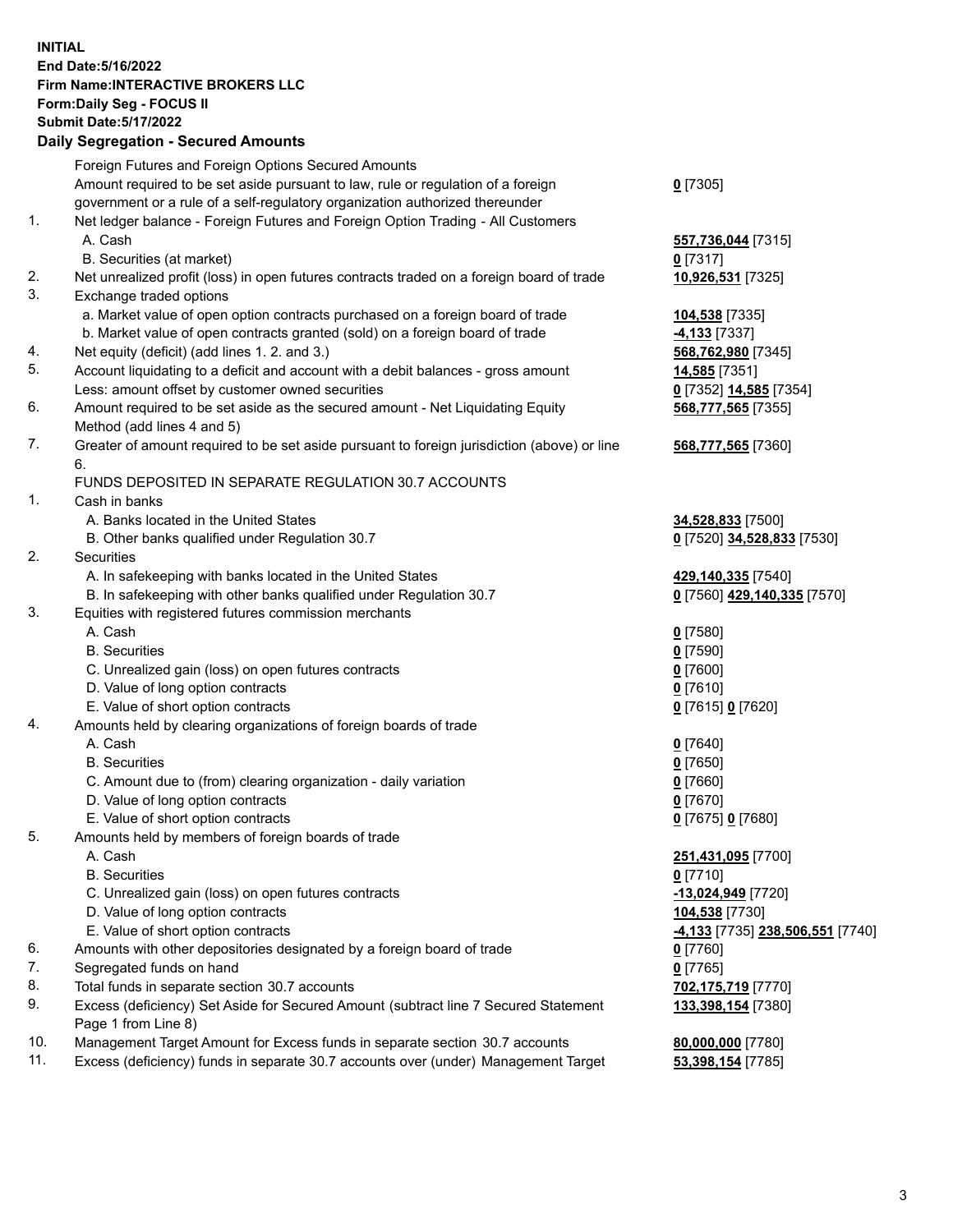**INITIAL**
**End Date:5/16/2022**
**Firm Name:INTERACTIVE BROKERS LLC**
**Form:Daily Seg - FOCUS II**
**Submit Date:5/17/2022**

## Daily Segregation - Secured Amounts

| | | |
|---|---|---|
| | Foreign Futures and Foreign Options Secured Amounts | |
| | Amount required to be set aside pursuant to law, rule or regulation of a foreign government or a rule of a self-regulatory organization authorized thereunder | **0** [7305] |
| 1. | Net ledger balance - Foreign Futures and Foreign Option Trading - All Customers | |
| | A. Cash | **557,736,044** [7315] |
| | B. Securities (at market) | **0** [7317] |
| 2. | Net unrealized profit (loss) in open futures contracts traded on a foreign board of trade | **10,926,531** [7325] |
| 3. | Exchange traded options | |
| | a. Market value of open option contracts purchased on a foreign board of trade | **104,538** [7335] |
| | b. Market value of open contracts granted (sold) on a foreign board of trade | **-4,133** [7337] |
| 4. | Net equity (deficit) (add lines 1. 2. and 3.) | **568,762,980** [7345] |
| 5. | Account liquidating to a deficit and account with a debit balances - gross amount | **14,585** [7351] |
| | Less: amount offset by customer owned securities | **0** [7352] **14,585** [7354] |
| 6. | Amount required to be set aside as the secured amount - Net Liquidating Equity Method (add lines 4 and 5) | **568,777,565** [7355] |
| 7. | Greater of amount required to be set aside pursuant to foreign jurisdiction (above) or line 6. | **568,777,565** [7360] |
| | FUNDS DEPOSITED IN SEPARATE REGULATION 30.7 ACCOUNTS | |
| 1. | Cash in banks | |
| | A. Banks located in the United States | **34,528,833** [7500] |
| | B. Other banks qualified under Regulation 30.7 | **0** [7520] **34,528,833** [7530] |
| 2. | Securities | |
| | A. In safekeeping with banks located in the United States | **429,140,335** [7540] |
| | B. In safekeeping with other banks qualified under Regulation 30.7 | **0** [7560] **429,140,335** [7570] |
| 3. | Equities with registered futures commission merchants | |
| | A. Cash | **0** [7580] |
| | B. Securities | **0** [7590] |
| | C. Unrealized gain (loss) on open futures contracts | **0** [7600] |
| | D. Value of long option contracts | **0** [7610] |
| | E. Value of short option contracts | **0** [7615] **0** [7620] |
| 4. | Amounts held by clearing organizations of foreign boards of trade | |
| | A. Cash | **0** [7640] |
| | B. Securities | **0** [7650] |
| | C. Amount due to (from) clearing organization - daily variation | **0** [7660] |
| | D. Value of long option contracts | **0** [7670] |
| | E. Value of short option contracts | **0** [7675] **0** [7680] |
| 5. | Amounts held by members of foreign boards of trade | |
| | A. Cash | **251,431,095** [7700] |
| | B. Securities | **0** [7710] |
| | C. Unrealized gain (loss) on open futures contracts | **-13,024,949** [7720] |
| | D. Value of long option contracts | **104,538** [7730] |
| | E. Value of short option contracts | **-4,133** [7735] **238,506,551** [7740] |
| 6. | Amounts with other depositories designated by a foreign board of trade | **0** [7760] |
| 7. | Segregated funds on hand | **0** [7765] |
| 8. | Total funds in separate section 30.7 accounts | **702,175,719** [7770] |
| 9. | Excess (deficiency) Set Aside for Secured Amount (subtract line 7 Secured Statement Page 1 from Line 8) | **133,398,154** [7380] |
| 10. | Management Target Amount for Excess funds in separate section 30.7 accounts | **80,000,000** [7780] |
| 11. | Excess (deficiency) funds in separate 30.7 accounts over (under) Management Target | **53,398,154** [7785] |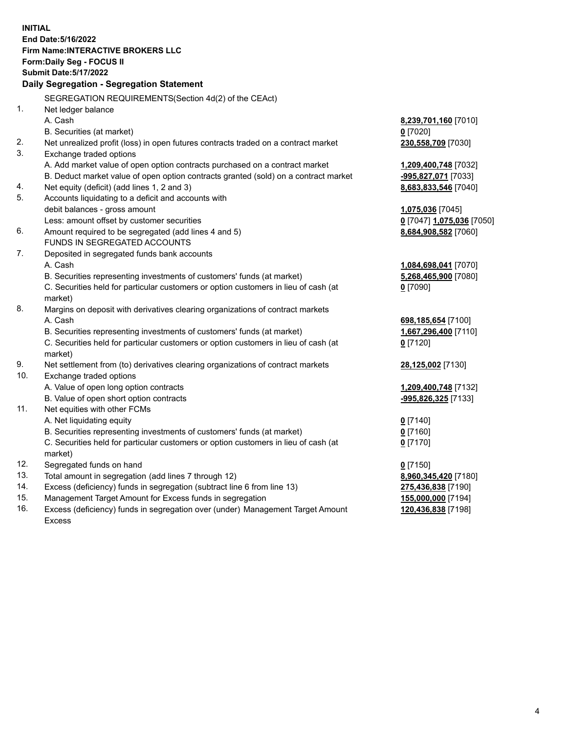**INITIAL**
**End Date:5/16/2022**
**Firm Name:INTERACTIVE BROKERS LLC**
**Form:Daily Seg - FOCUS II**
**Submit Date:5/17/2022**

**Daily Segregation - Segregation Statement**

SEGREGATION REQUIREMENTS(Section 4d(2) of the CEAct)

| | | |
|---|---|---|
| 1. | Net ledger balance | |
| | A. Cash | **8,239,701,160** [7010] |
| | B. Securities (at market) | **0** [7020] |
| 2. | Net unrealized profit (loss) in open futures contracts traded on a contract market | **230,558,709** [7030] |
| 3. | Exchange traded options | |
| | A. Add market value of open option contracts purchased on a contract market | **1,209,400,748** [7032] |
| | B. Deduct market value of open option contracts granted (sold) on a contract market | **-995,827,071** [7033] |
| 4. | Net equity (deficit) (add lines 1, 2 and 3) | **8,683,833,546** [7040] |
| 5. | Accounts liquidating to a deficit and accounts with debit balances - gross amount | **1,075,036** [7045] |
| | Less: amount offset by customer securities | **0** [7047] **1,075,036** [7050] |
| 6. | Amount required to be segregated (add lines 4 and 5) | **8,684,908,582** [7060] |
| | FUNDS IN SEGREGATED ACCOUNTS | |
| 7. | Deposited in segregated funds bank accounts | |
| | A. Cash | **1,084,698,041** [7070] |
| | B. Securities representing investments of customers' funds (at market) | **5,268,465,900** [7080] |
| | C. Securities held for particular customers or option customers in lieu of cash (at market) | **0** [7090] |
| 8. | Margins on deposit with derivatives clearing organizations of contract markets | |
| | A. Cash | **698,185,654** [7100] |
| | B. Securities representing investments of customers' funds (at market) | **1,667,296,400** [7110] |
| | C. Securities held for particular customers or option customers in lieu of cash (at market) | **0** [7120] |
| 9. | Net settlement from (to) derivatives clearing organizations of contract markets | **28,125,002** [7130] |
| 10. | Exchange traded options | |
| | A. Value of open long option contracts | **1,209,400,748** [7132] |
| | B. Value of open short option contracts | **-995,826,325** [7133] |
| 11. | Net equities with other FCMs | |
| | A. Net liquidating equity | **0** [7140] |
| | B. Securities representing investments of customers' funds (at market) | **0** [7160] |
| | C. Securities held for particular customers or option customers in lieu of cash (at market) | **0** [7170] |
| 12. | Segregated funds on hand | **0** [7150] |
| 13. | Total amount in segregation (add lines 7 through 12) | **8,960,345,420** [7180] |
| 14. | Excess (deficiency) funds in segregation (subtract line 6 from line 13) | **275,436,838** [7190] |
| 15. | Management Target Amount for Excess funds in segregation | **155,000,000** [7194] |
| 16. | Excess (deficiency) funds in segregation over (under) Management Target Amount Excess | **120,436,838** [7198] |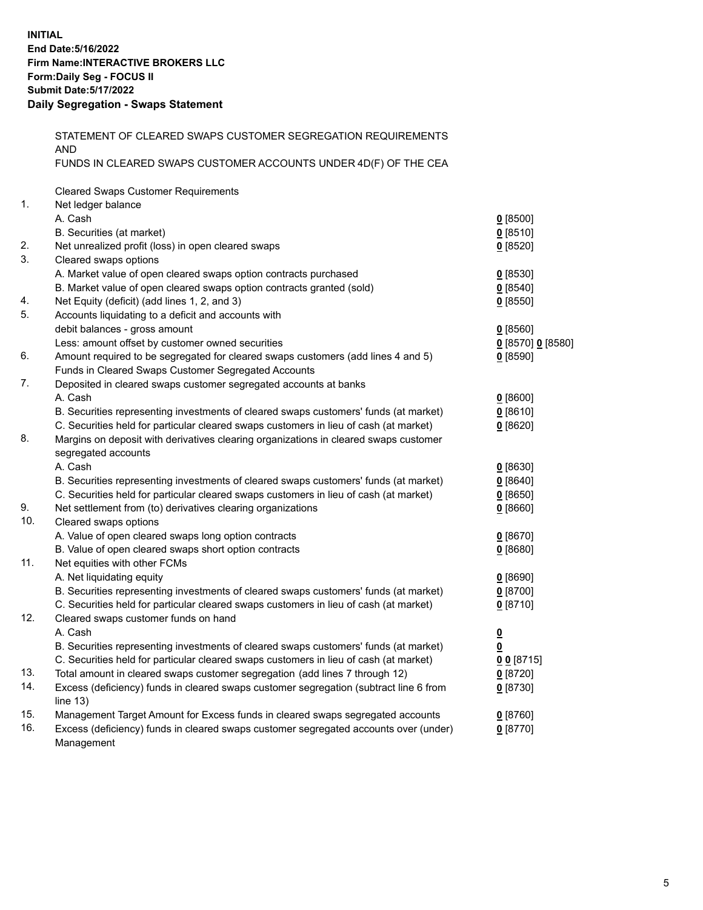**INITIAL**
**End Date:5/16/2022**
**Firm Name:INTERACTIVE BROKERS LLC**
**Form:Daily Seg - FOCUS II**
**Submit Date:5/17/2022**
**Daily Segregation - Swaps Statement**

STATEMENT OF CLEARED SWAPS CUSTOMER SEGREGATION REQUIREMENTS AND FUNDS IN CLEARED SWAPS CUSTOMER ACCOUNTS UNDER 4D(F) OF THE CEA

| | | |
|---|---|---|
| | Cleared Swaps Customer Requirements | |
| 1. | Net ledger balance | |
| | A. Cash | 0 [8500] |
| | B. Securities (at market) | 0 [8510] |
| 2. | Net unrealized profit (loss) in open cleared swaps | 0 [8520] |
| 3. | Cleared swaps options | |
| | A. Market value of open cleared swaps option contracts purchased | 0 [8530] |
| | B. Market value of open cleared swaps option contracts granted (sold) | 0 [8540] |
| 4. | Net Equity (deficit) (add lines 1, 2, and 3) | 0 [8550] |
| 5. | Accounts liquidating to a deficit and accounts with debit balances - gross amount | 0 [8560] |
| | Less: amount offset by customer owned securities | 0 [8570] 0 [8580] |
| 6. | Amount required to be segregated for cleared swaps customers (add lines 4 and 5) | 0 [8590] |
| | Funds in Cleared Swaps Customer Segregated Accounts | |
| 7. | Deposited in cleared swaps customer segregated accounts at banks | |
| | A. Cash | 0 [8600] |
| | B. Securities representing investments of cleared swaps customers' funds (at market) | 0 [8610] |
| | C. Securities held for particular cleared swaps customers in lieu of cash (at market) | 0 [8620] |
| 8. | Margins on deposit with derivatives clearing organizations in cleared swaps customer segregated accounts | |
| | A. Cash | 0 [8630] |
| | B. Securities representing investments of cleared swaps customers' funds (at market) | 0 [8640] |
| | C. Securities held for particular cleared swaps customers in lieu of cash (at market) | 0 [8650] |
| 9. | Net settlement from (to) derivatives clearing organizations | 0 [8660] |
| 10. | Cleared swaps options | |
| | A. Value of open cleared swaps long option contracts | 0 [8670] |
| | B. Value of open cleared swaps short option contracts | 0 [8680] |
| 11. | Net equities with other FCMs | |
| | A. Net liquidating equity | 0 [8690] |
| | B. Securities representing investments of cleared swaps customers' funds (at market) | 0 [8700] |
| | C. Securities held for particular cleared swaps customers in lieu of cash (at market) | 0 [8710] |
| 12. | Cleared swaps customer funds on hand | |
| | A. Cash | 0 |
| | B. Securities representing investments of cleared swaps customers' funds (at market) | 0 |
| | C. Securities held for particular cleared swaps customers in lieu of cash (at market) | 0 0 [8715] |
| 13. | Total amount in cleared swaps customer segregation (add lines 7 through 12) | 0 [8720] |
| 14. | Excess (deficiency) funds in cleared swaps customer segregation (subtract line 6 from line 13) | 0 [8730] |
| 15. | Management Target Amount for Excess funds in cleared swaps segregated accounts | 0 [8760] |
| 16. | Excess (deficiency) funds in cleared swaps customer segregated accounts over (under) Management | 0 [8770] |